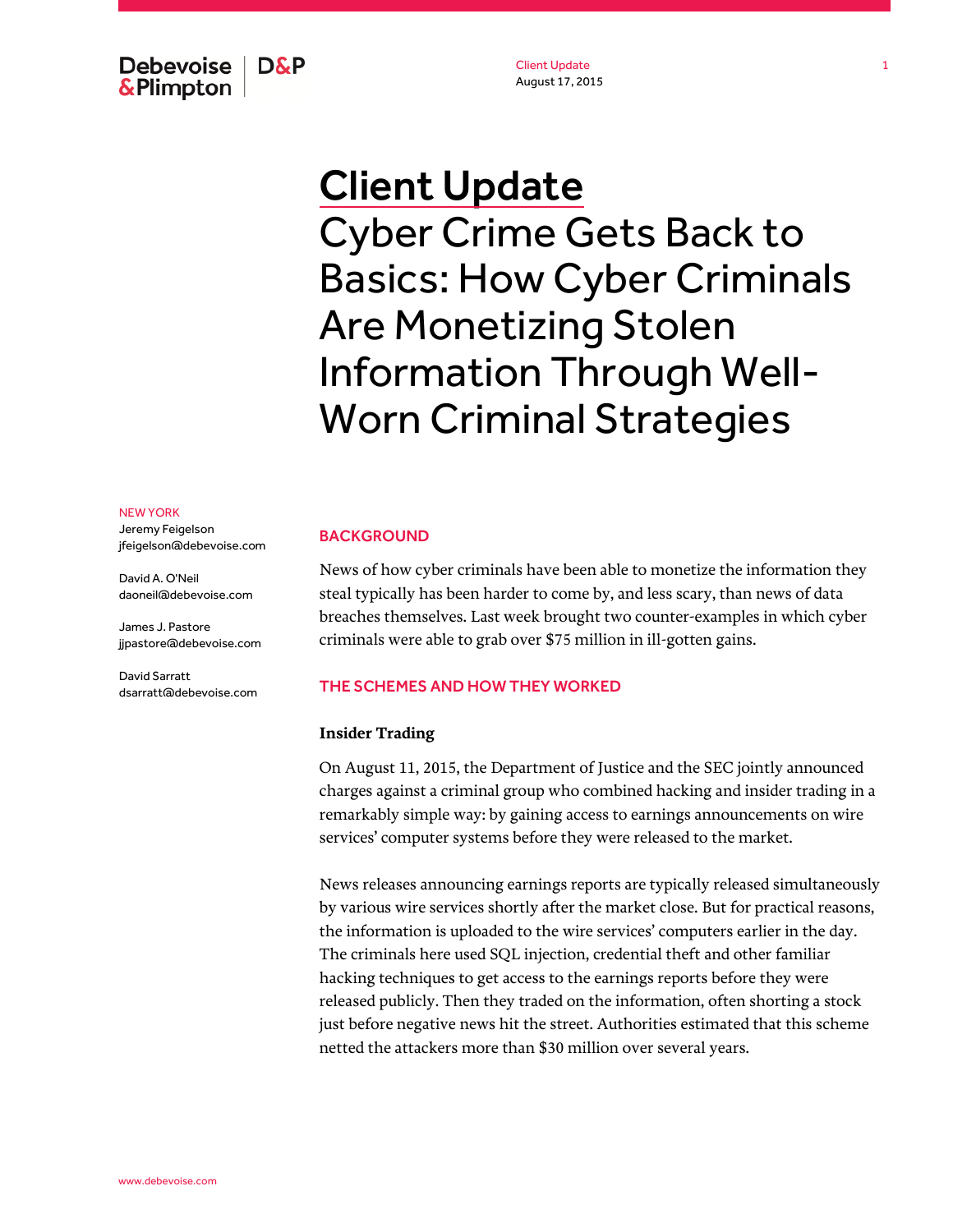# Client Update

# Cyber Crime Gets Back to Basics: How Cyber Criminals Are Monetizing Stolen Information Through Well-Worn Criminal Strategies

NEW YORK

Jeremy Feigelson
jfeigelson@debevoise.com

David A. O'Neil
daoneil@debevoise.com

James J. Pastore
jjpastore@debevoise.com

David Sarratt
dsarratt@debevoise.com

## BACKGROUND

News of how cyber criminals have been able to monetize the information they steal typically has been harder to come by, and less scary, than news of data breaches themselves. Last week brought two counter-examples in which cyber criminals were able to grab over $75 million in ill-gotten gains.

## THE SCHEMES AND HOW THEY WORKED

### Insider Trading

On August 11, 2015, the Department of Justice and the SEC jointly announced charges against a criminal group who combined hacking and insider trading in a remarkably simple way: by gaining access to earnings announcements on wire services' computer systems before they were released to the market.

News releases announcing earnings reports are typically released simultaneously by various wire services shortly after the market close. But for practical reasons, the information is uploaded to the wire services' computers earlier in the day. The criminals here used SQL injection, credential theft and other familiar hacking techniques to get access to the earnings reports before they were released publicly. Then they traded on the information, often shorting a stock just before negative news hit the street. Authorities estimated that this scheme netted the attackers more than $30 million over several years.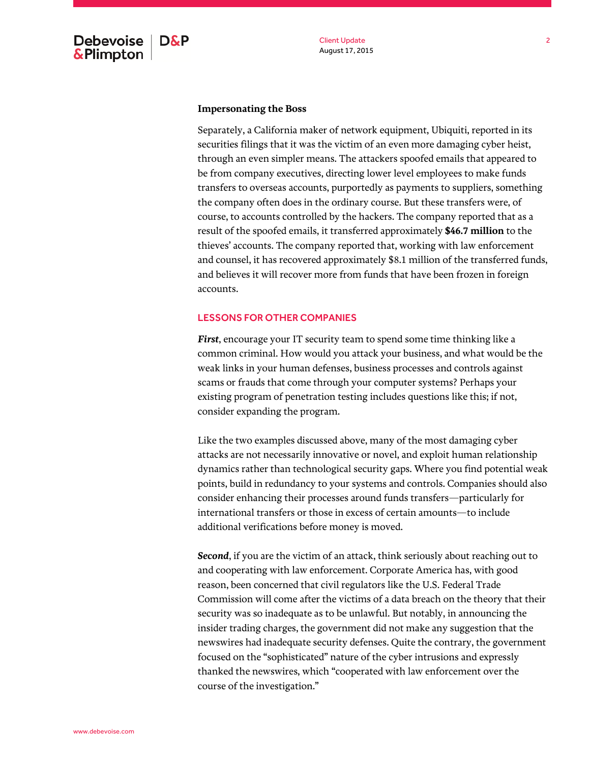**Impersonating the Boss**

Separately, a California maker of network equipment, Ubiquiti, reported in its securities filings that it was the victim of an even more damaging cyber heist, through an even simpler means. The attackers spoofed emails that appeared to be from company executives, directing lower level employees to make funds transfers to overseas accounts, purportedly as payments to suppliers, something the company often does in the ordinary course. But these transfers were, of course, to accounts controlled by the hackers. The company reported that as a result of the spoofed emails, it transferred approximately **$46.7 million** to the thieves' accounts. The company reported that, working with law enforcement and counsel, it has recovered approximately $8.1 million of the transferred funds, and believes it will recover more from funds that have been frozen in foreign accounts.

## LESSONS FOR OTHER COMPANIES

***First***, encourage your IT security team to spend some time thinking like a common criminal. How would you attack your business, and what would be the weak links in your human defenses, business processes and controls against scams or frauds that come through your computer systems? Perhaps your existing program of penetration testing includes questions like this; if not, consider expanding the program.

Like the two examples discussed above, many of the most damaging cyber attacks are not necessarily innovative or novel, and exploit human relationship dynamics rather than technological security gaps. Where you find potential weak points, build in redundancy to your systems and controls. Companies should also consider enhancing their processes around funds transfers—particularly for international transfers or those in excess of certain amounts—to include additional verifications before money is moved.

***Second***, if you are the victim of an attack, think seriously about reaching out to and cooperating with law enforcement. Corporate America has, with good reason, been concerned that civil regulators like the U.S. Federal Trade Commission will come after the victims of a data breach on the theory that their security was so inadequate as to be unlawful. But notably, in announcing the insider trading charges, the government did not make any suggestion that the newswires had inadequate security defenses. Quite the contrary, the government focused on the "sophisticated" nature of the cyber intrusions and expressly thanked the newswires, which "cooperated with law enforcement over the course of the investigation."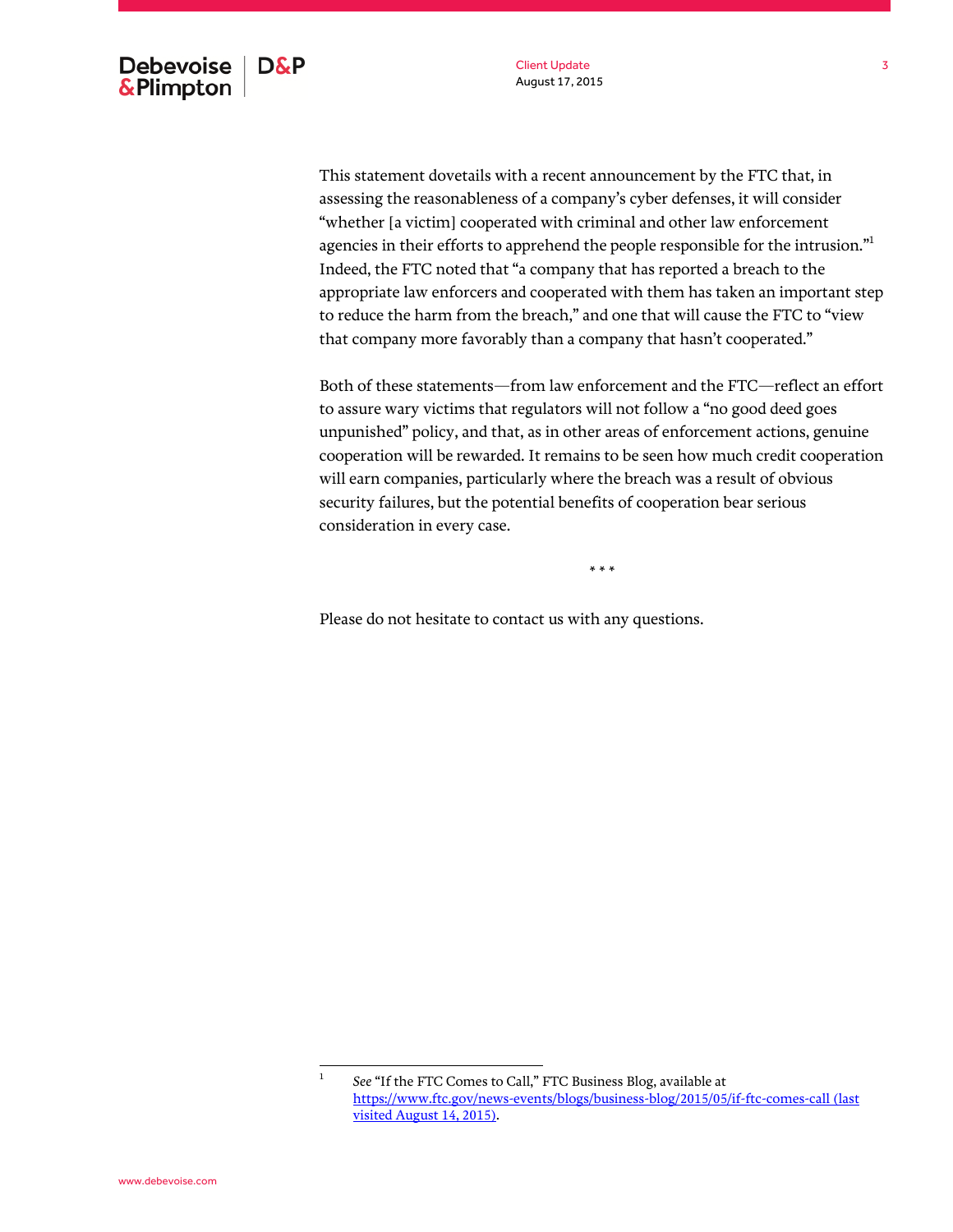This statement dovetails with a recent announcement by the FTC that, in assessing the reasonableness of a company's cyber defenses, it will consider "whether [a victim] cooperated with criminal and other law enforcement agencies in their efforts to apprehend the people responsible for the intrusion."[1] Indeed, the FTC noted that "a company that has reported a breach to the appropriate law enforcers and cooperated with them has taken an important step to reduce the harm from the breach," and one that will cause the FTC to "view that company more favorably than a company that hasn't cooperated."

Both of these statements—from law enforcement and the FTC—reflect an effort to assure wary victims that regulators will not follow a "no good deed goes unpunished" policy, and that, as in other areas of enforcement actions, genuine cooperation will be rewarded. It remains to be seen how much credit cooperation will earn companies, particularly where the breach was a result of obvious security failures, but the potential benefits of cooperation bear serious consideration in every case.

\* \* \*

Please do not hesitate to contact us with any questions.

---

[1] *See* "If the FTC Comes to Call," FTC Business Blog, available at https://www.ftc.gov/news-events/blogs/business-blog/2015/05/if-ftc-comes-call (last visited August 14, 2015).